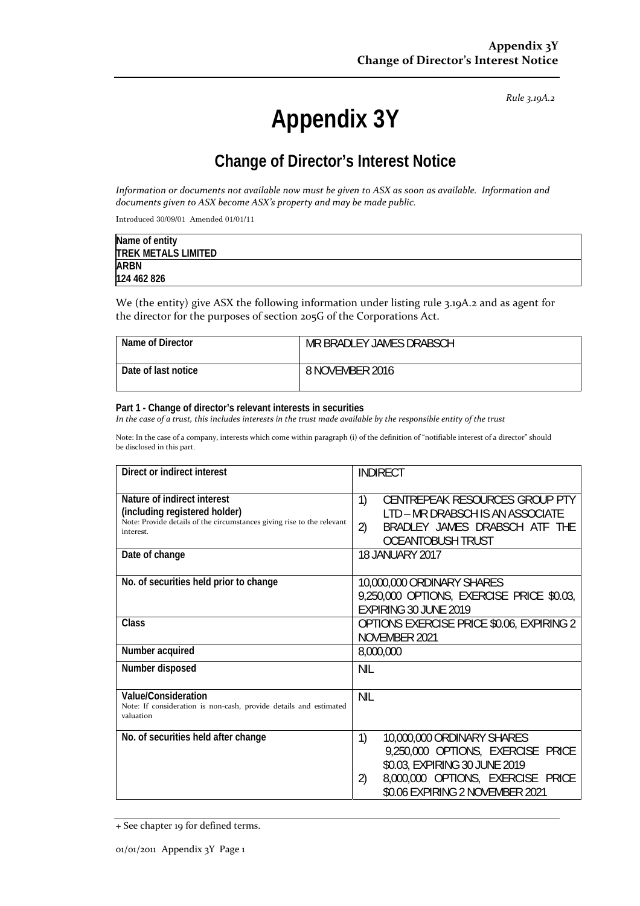*Rule 3.19A.2*

# Appendix 3Y

## Change of Director's Interest Notice

*Information or documents not available now must be given to ASX as soon as available. Information and documents given to ASX become ASX's property and may be made public.*

Introduced 30/09/01 Amended 01/01/11

| Name of entity |
|---|
| **TREK METALS LIMITED** |
| **ARBN** |
| **124 462 826** |

We (the entity) give ASX the following information under listing rule 3.19A.2 and as agent for the director for the purposes of section 205G of the Corporations Act.

| | |
|---|---|
| **Name of Director** | MR BRADLEY JAMES DRABSCH |
| **Date of last notice** | 8 NOVEMBER 2016 |

**Part 1 - Change of director's relevant interests in securities**
*In the case of a trust, this includes interests in the trust made available by the responsible entity of the trust*

Note: In the case of a company, interests which come within paragraph (i) of the definition of "notifiable interest of a director" should be disclosed in this part.

| | |
|---|---|
| **Direct or indirect interest** | INDIRECT |
| **Nature of indirect interest (including registered holder)** Note: Provide details of the circumstances giving rise to the relevant interest. | 1) CENTREPEAK RESOURCES GROUP PTY LTD – MR DRABSCH IS AN ASSOCIATE 2) BRADLEY JAMES DRABSCH ATF THE OCEANTOBUSH TRUST |
| **Date of change** | 18 JANUARY 2017 |
| **No. of securities held prior to change** | 10,000,000 ORDINARY SHARES 9,250,000 OPTIONS, EXERCISE PRICE $0.03, EXPIRING 30 JUNE 2019 |
| **Class** | OPTIONS EXERCISE PRICE $0.06, EXPIRING 2 NOVEMBER 2021 |
| **Number acquired** | 8,000,000 |
| **Number disposed** | NIL |
| **Value/Consideration** Note: If consideration is non-cash, provide details and estimated valuation | NIL |
| **No. of securities held after change** | 1) 10,000,000 ORDINARY SHARES 9,250,000 OPTIONS, EXERCISE PRICE $0.03, EXPIRING 30 JUNE 2019 2) 8,000,000 OPTIONS, EXERCISE PRICE $0.06 EXPIRING 2 NOVEMBER 2021 |

+ See chapter 19 for defined terms.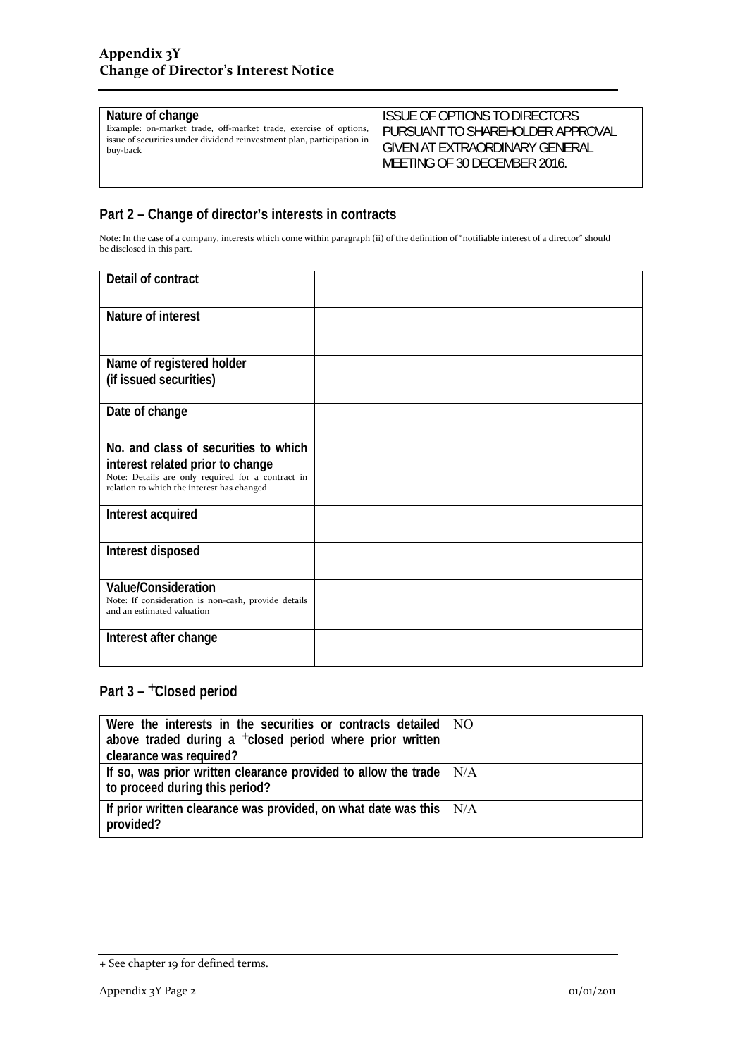| | |
|---|---|
| **Nature of change**<br>Example: on-market trade, off-market trade, exercise of options, issue of securities under dividend reinvestment plan, participation in buy-back | ISSUE OF OPTIONS TO DIRECTORS PURSUANT TO SHAREHOLDER APPROVAL GIVEN AT EXTRAORDINARY GENERAL MEETING OF 30 DECEMBER 2016. |

## Part 2 – Change of director's interests in contracts

Note: In the case of a company, interests which come within paragraph (ii) of the definition of "notifiable interest of a director" should be disclosed in this part.

| | |
|---|---|
| **Detail of contract** | |
| **Nature of interest** | |
| **Name of registered holder (if issued securities)** | |
| **Date of change** | |
| **No. and class of securities to which interest related prior to change**<br>Note: Details are only required for a contract in relation to which the interest has changed | |
| **Interest acquired** | |
| **Interest disposed** | |
| **Value/Consideration**<br>Note: If consideration is non-cash, provide details and an estimated valuation | |
| **Interest after change** | |

## Part 3 – +Closed period

| | |
|---|---|
| **Were the interests in the securities or contracts detailed above traded during a +closed period where prior written clearance was required?** | NO |
| **If so, was prior written clearance provided to allow the trade to proceed during this period?** | N/A |
| **If prior written clearance was provided, on what date was this provided?** | N/A |

+ See chapter 19 for defined terms.